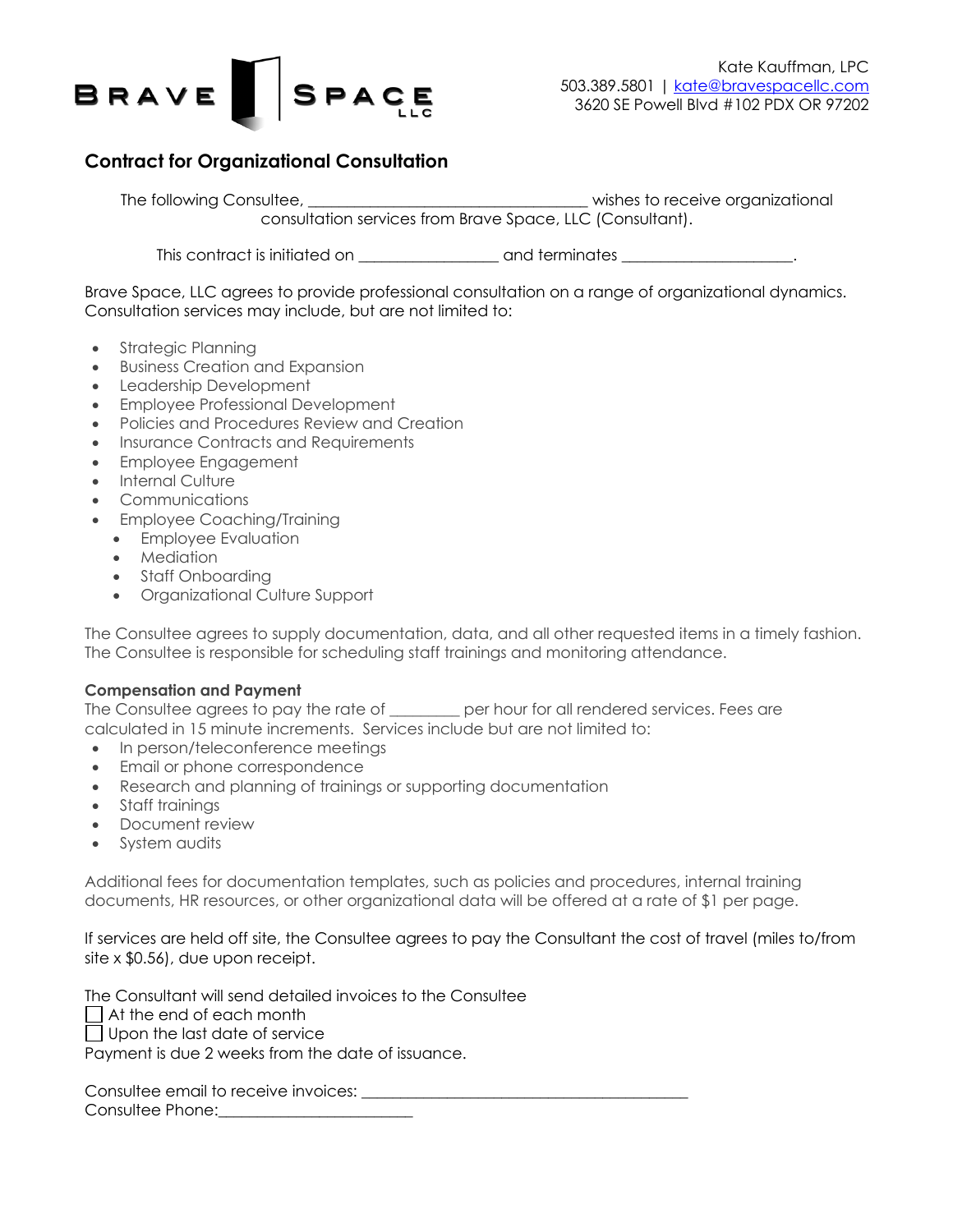**BRAVE SPACE LLC**

Kate Kauffman, LPC
503.389.5801 | kate@bravespacellc.com
3620 SE Powell Blvd #102 PDX OR 97202

## Contract for Organizational Consultation

The following Consultee, ___________________________________ wishes to receive organizational consultation services from Brave Space, LLC (Consultant).

This contract is initiated on _________________ and terminates _____________________.

Brave Space, LLC agrees to provide professional consultation on a range of organizational dynamics. Consultation services may include, but are not limited to:

- Strategic Planning
- Business Creation and Expansion
- Leadership Development
- Employee Professional Development
- Policies and Procedures Review and Creation
- Insurance Contracts and Requirements
- Employee Engagement
- Internal Culture
- Communications
- Employee Coaching/Training
  - Employee Evaluation
  - Mediation
  - Staff Onboarding
  - Organizational Culture Support

The Consultee agrees to supply documentation, data, and all other requested items in a timely fashion. The Consultee is responsible for scheduling staff trainings and monitoring attendance.

**Compensation and Payment**

The Consultee agrees to pay the rate of _________ per hour for all rendered services. Fees are calculated in 15 minute increments. Services include but are not limited to:

- In person/teleconference meetings
- Email or phone correspondence
- Research and planning of trainings or supporting documentation
- Staff trainings
- Document review
- System audits

Additional fees for documentation templates, such as policies and procedures, internal training documents, HR resources, or other organizational data will be offered at a rate of $1 per page.

If services are held off site, the Consultee agrees to pay the Consultant the cost of travel (miles to/from site x $0.56), due upon receipt.

The Consultant will send detailed invoices to the Consultee

☐ At the end of each month
☐ Upon the last date of service

Payment is due 2 weeks from the date of issuance.

Consultee email to receive invoices: __________________________________________
Consultee Phone:_________________________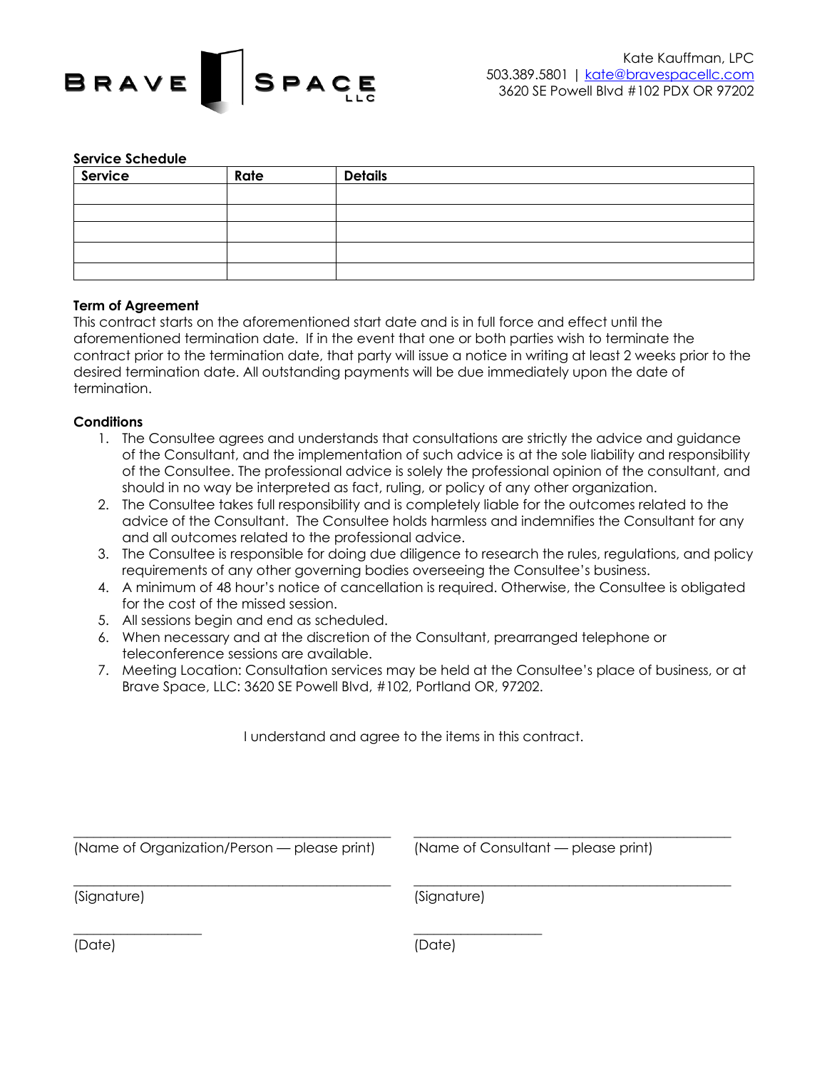Kate Kauffman, LPC
503.389.5801 | kate@bravespacellc.com
3620 SE Powell Blvd #102 PDX OR 97202

**Service Schedule**

| Service | Rate | Details |
|---|---|---|
| | | |
| | | |
| | | |
| | | |
| | | |

**Term of Agreement**

This contract starts on the aforementioned start date and is in full force and effect until the aforementioned termination date. If in the event that one or both parties wish to terminate the contract prior to the termination date, that party will issue a notice in writing at least 2 weeks prior to the desired termination date. All outstanding payments will be due immediately upon the date of termination.

**Conditions**

1. The Consultee agrees and understands that consultations are strictly the advice and guidance of the Consultant, and the implementation of such advice is at the sole liability and responsibility of the Consultee. The professional advice is solely the professional opinion of the consultant, and should in no way be interpreted as fact, ruling, or policy of any other organization.
2. The Consultee takes full responsibility and is completely liable for the outcomes related to the advice of the Consultant. The Consultee holds harmless and indemnifies the Consultant for any and all outcomes related to the professional advice.
3. The Consultee is responsible for doing due diligence to research the rules, regulations, and policy requirements of any other governing bodies overseeing the Consultee's business.
4. A minimum of 48 hour's notice of cancellation is required. Otherwise, the Consultee is obligated for the cost of the missed session.
5. All sessions begin and end as scheduled.
6. When necessary and at the discretion of the Consultant, prearranged telephone or teleconference sessions are available.
7. Meeting Location: Consultation services may be held at the Consultee's place of business, or at Brave Space, LLC: 3620 SE Powell Blvd, #102, Portland OR, 97202.

I understand and agree to the items in this contract.

______________________________________________
(Name of Organization/Person — please print)

______________________________________________
(Signature)

__________________
(Date)

______________________________________________
(Name of Consultant — please print)

______________________________________________
(Signature)

__________________
(Date)